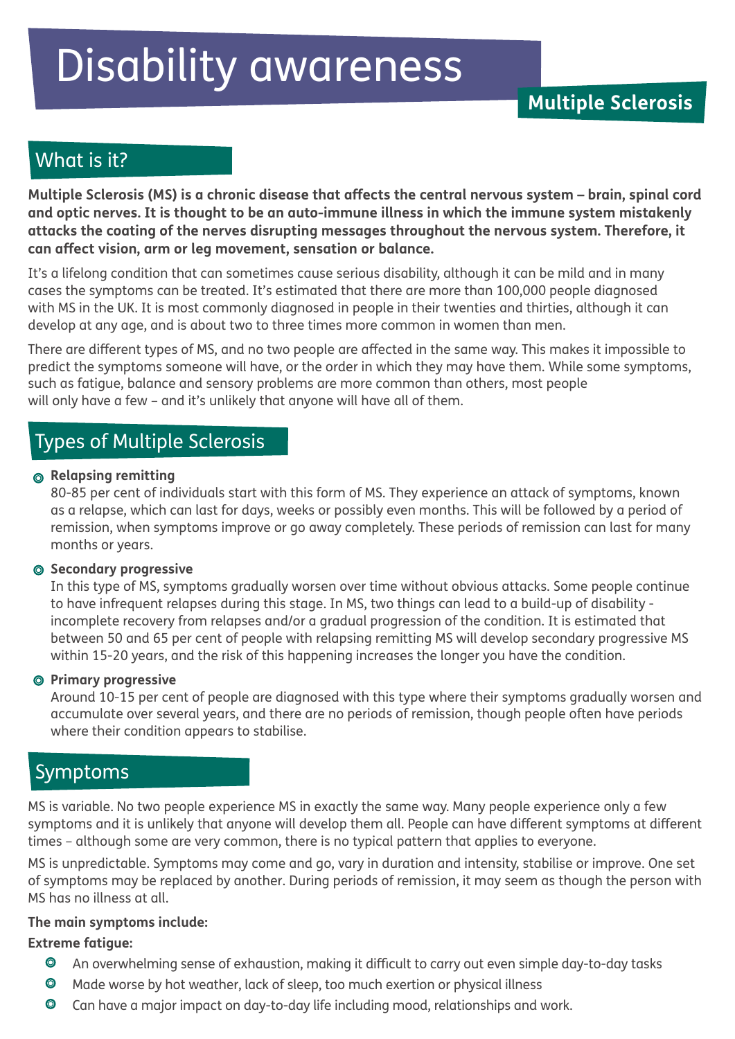# Disability awareness

## Multiple Sclerosis

## What is it?

**Multiple Sclerosis (MS) is a chronic disease that affects the central nervous system – brain, spinal cord and optic nerves. It is thought to be an auto-immune illness in which the immune system mistakenly attacks the coating of the nerves disrupting messages throughout the nervous system. Therefore, it can affect vision, arm or leg movement, sensation or balance.**

It's a lifelong condition that can sometimes cause serious disability, although it can be mild and in many cases the symptoms can be treated. It's estimated that there are more than 100,000 people diagnosed with MS in the UK. It is most commonly diagnosed in people in their twenties and thirties, although it can develop at any age, and is about two to three times more common in women than men.

There are different types of MS, and no two people are affected in the same way. This makes it impossible to predict the symptoms someone will have, or the order in which they may have them. While some symptoms, such as fatigue, balance and sensory problems are more common than others, most people will only have a few – and it's unlikely that anyone will have all of them.

## Types of Multiple Sclerosis

- **Relapsing remitting**
  80-85 per cent of individuals start with this form of MS. They experience an attack of symptoms, known as a relapse, which can last for days, weeks or possibly even months. This will be followed by a period of remission, when symptoms improve or go away completely. These periods of remission can last for many months or years.
- **Secondary progressive**
  In this type of MS, symptoms gradually worsen over time without obvious attacks. Some people continue to have infrequent relapses during this stage. In MS, two things can lead to a build-up of disability - incomplete recovery from relapses and/or a gradual progression of the condition. It is estimated that between 50 and 65 per cent of people with relapsing remitting MS will develop secondary progressive MS within 15-20 years, and the risk of this happening increases the longer you have the condition.
- **Primary progressive**
  Around 10-15 per cent of people are diagnosed with this type where their symptoms gradually worsen and accumulate over several years, and there are no periods of remission, though people often have periods where their condition appears to stabilise.

## Symptoms

MS is variable. No two people experience MS in exactly the same way. Many people experience only a few symptoms and it is unlikely that anyone will develop them all. People can have different symptoms at different times – although some are very common, there is no typical pattern that applies to everyone.

MS is unpredictable. Symptoms may come and go, vary in duration and intensity, stabilise or improve. One set of symptoms may be replaced by another. During periods of remission, it may seem as though the person with MS has no illness at all.

**The main symptoms include:**

**Extreme fatigue:**

- An overwhelming sense of exhaustion, making it difficult to carry out even simple day-to-day tasks
- Made worse by hot weather, lack of sleep, too much exertion or physical illness
- Can have a major impact on day-to-day life including mood, relationships and work.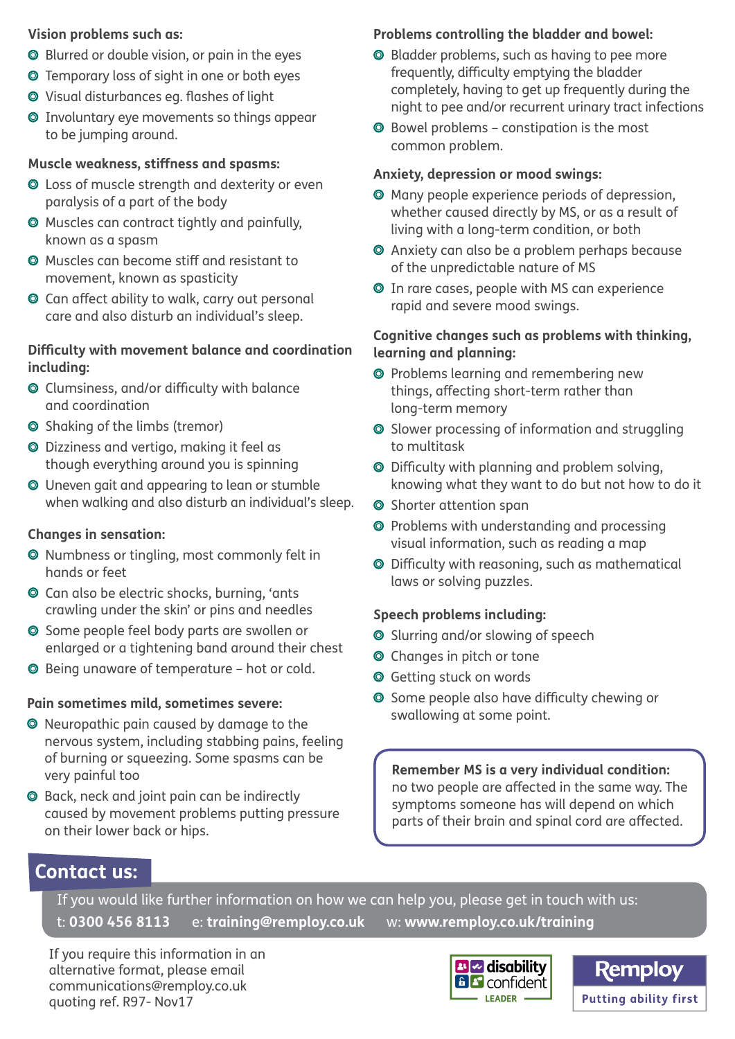**Vision problems such as:**

- Blurred or double vision, or pain in the eyes
- Temporary loss of sight in one or both eyes
- Visual disturbances eg. flashes of light
- Involuntary eye movements so things appear to be jumping around.

**Muscle weakness, stiffness and spasms:**

- Loss of muscle strength and dexterity or even paralysis of a part of the body
- Muscles can contract tightly and painfully, known as a spasm
- Muscles can become stiff and resistant to movement, known as spasticity
- Can affect ability to walk, carry out personal care and also disturb an individual's sleep.

**Difficulty with movement balance and coordination including:**

- Clumsiness, and/or difficulty with balance and coordination
- Shaking of the limbs (tremor)
- Dizziness and vertigo, making it feel as though everything around you is spinning
- Uneven gait and appearing to lean or stumble when walking and also disturb an individual's sleep.

**Changes in sensation:**

- Numbness or tingling, most commonly felt in hands or feet
- Can also be electric shocks, burning, 'ants crawling under the skin' or pins and needles
- Some people feel body parts are swollen or enlarged or a tightening band around their chest
- Being unaware of temperature – hot or cold.

**Pain sometimes mild, sometimes severe:**

- Neuropathic pain caused by damage to the nervous system, including stabbing pains, feeling of burning or squeezing. Some spasms can be very painful too
- Back, neck and joint pain can be indirectly caused by movement problems putting pressure on their lower back or hips.

**Problems controlling the bladder and bowel:**

- Bladder problems, such as having to pee more frequently, difficulty emptying the bladder completely, having to get up frequently during the night to pee and/or recurrent urinary tract infections
- Bowel problems – constipation is the most common problem.

**Anxiety, depression or mood swings:**

- Many people experience periods of depression, whether caused directly by MS, or as a result of living with a long-term condition, or both
- Anxiety can also be a problem perhaps because of the unpredictable nature of MS
- In rare cases, people with MS can experience rapid and severe mood swings.

**Cognitive changes such as problems with thinking, learning and planning:**

- Problems learning and remembering new things, affecting short-term rather than long-term memory
- Slower processing of information and struggling to multitask
- Difficulty with planning and problem solving, knowing what they want to do but not how to do it
- Shorter attention span
- Problems with understanding and processing visual information, such as reading a map
- Difficulty with reasoning, such as mathematical laws or solving puzzles.

**Speech problems including:**

- Slurring and/or slowing of speech
- Changes in pitch or tone
- Getting stuck on words
- Some people also have difficulty chewing or swallowing at some point.

**Remember MS is a very individual condition:** no two people are affected in the same way. The symptoms someone has will depend on which parts of their brain and spinal cord are affected.

## Contact us:

If you would like further information on how we can help you, please get in touch with us:

t: **0300 456 8113** e: **training@remploy.co.uk** w: **www.remploy.co.uk/training**

If you require this information in an alternative format, please email communications@remploy.co.uk quoting ref. R97- Nov17

disability confident LEADER

Remploy
Putting ability first